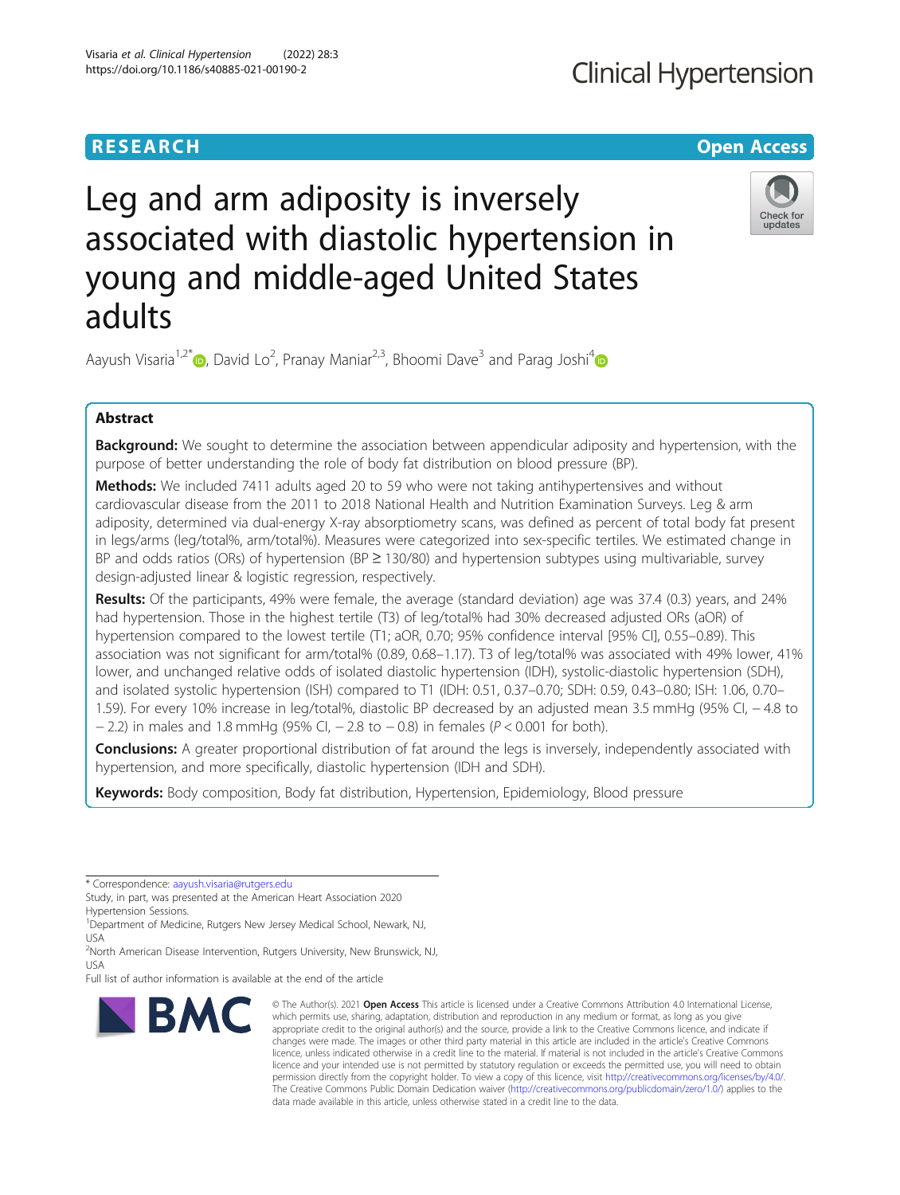RESEARCH

Open Access

# Leg and arm adiposity is inversely associated with diastolic hypertension in young and middle-aged United States adults

Aayush Visaria[1,2*], David Lo[2], Pranay Maniar[2,3], Bhoomi Dave[3] and Parag Joshi[4]

## Abstract

**Background:** We sought to determine the association between appendicular adiposity and hypertension, with the purpose of better understanding the role of body fat distribution on blood pressure (BP).

**Methods:** We included 7411 adults aged 20 to 59 who were not taking antihypertensives and without cardiovascular disease from the 2011 to 2018 National Health and Nutrition Examination Surveys. Leg & arm adiposity, determined via dual-energy X-ray absorptiometry scans, was defined as percent of total body fat present in legs/arms (leg/total%, arm/total%). Measures were categorized into sex-specific tertiles. We estimated change in BP and odds ratios (ORs) of hypertension (BP ≥ 130/80) and hypertension subtypes using multivariable, survey design-adjusted linear & logistic regression, respectively.

**Results:** Of the participants, 49% were female, the average (standard deviation) age was 37.4 (0.3) years, and 24% had hypertension. Those in the highest tertile (T3) of leg/total% had 30% decreased adjusted ORs (aOR) of hypertension compared to the lowest tertile (T1; aOR, 0.70; 95% confidence interval [95% CI], 0.55–0.89). This association was not significant for arm/total% (0.89, 0.68–1.17). T3 of leg/total% was associated with 49% lower, 41% lower, and unchanged relative odds of isolated diastolic hypertension (IDH), systolic-diastolic hypertension (SDH), and isolated systolic hypertension (ISH) compared to T1 (IDH: 0.51, 0.37–0.70; SDH: 0.59, 0.43–0.80; ISH: 1.06, 0.70–1.59). For every 10% increase in leg/total%, diastolic BP decreased by an adjusted mean 3.5 mmHg (95% CI, − 4.8 to − 2.2) in males and 1.8 mmHg (95% CI, − 2.8 to − 0.8) in females ($P < 0.001$ for both).

**Conclusions:** A greater proportional distribution of fat around the legs is inversely, independently associated with hypertension, and more specifically, diastolic hypertension (IDH and SDH).

**Keywords:** Body composition, Body fat distribution, Hypertension, Epidemiology, Blood pressure

* Correspondence: aayush.visaria@rutgers.edu
Study, in part, was presented at the American Heart Association 2020 Hypertension Sessions.
[1]Department of Medicine, Rutgers New Jersey Medical School, Newark, NJ, USA
[2]North American Disease Intervention, Rutgers University, New Brunswick, NJ, USA
Full list of author information is available at the end of the article

© The Author(s). 2021 **Open Access** This article is licensed under a Creative Commons Attribution 4.0 International License, which permits use, sharing, adaptation, distribution and reproduction in any medium or format, as long as you give appropriate credit to the original author(s) and the source, provide a link to the Creative Commons licence, and indicate if changes were made. The images or other third party material in this article are included in the article's Creative Commons licence, unless indicated otherwise in a credit line to the material. If material is not included in the article's Creative Commons licence and your intended use is not permitted by statutory regulation or exceeds the permitted use, you will need to obtain permission directly from the copyright holder. To view a copy of this licence, visit http://creativecommons.org/licenses/by/4.0/. The Creative Commons Public Domain Dedication waiver (http://creativecommons.org/publicdomain/zero/1.0/) applies to the data made available in this article, unless otherwise stated in a credit line to the data.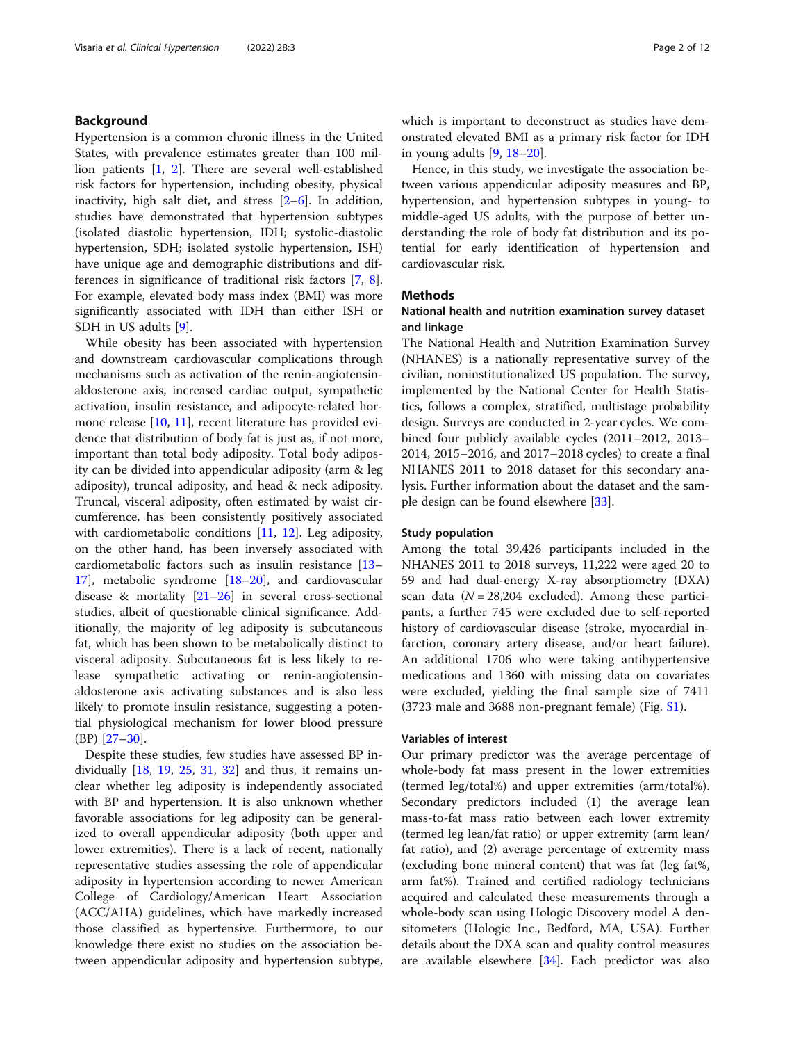## Background

Hypertension is a common chronic illness in the United States, with prevalence estimates greater than 100 million patients [1, 2]. There are several well-established risk factors for hypertension, including obesity, physical inactivity, high salt diet, and stress [2–6]. In addition, studies have demonstrated that hypertension subtypes (isolated diastolic hypertension, IDH; systolic-diastolic hypertension, SDH; isolated systolic hypertension, ISH) have unique age and demographic distributions and differences in significance of traditional risk factors [7, 8]. For example, elevated body mass index (BMI) was more significantly associated with IDH than either ISH or SDH in US adults [9].

While obesity has been associated with hypertension and downstream cardiovascular complications through mechanisms such as activation of the renin-angiotensin-aldosterone axis, increased cardiac output, sympathetic activation, insulin resistance, and adipocyte-related hormone release [10, 11], recent literature has provided evidence that distribution of body fat is just as, if not more, important than total body adiposity. Total body adiposity can be divided into appendicular adiposity (arm & leg adiposity), truncal adiposity, and head & neck adiposity. Truncal, visceral adiposity, often estimated by waist circumference, has been consistently positively associated with cardiometabolic conditions [11, 12]. Leg adiposity, on the other hand, has been inversely associated with cardiometabolic factors such as insulin resistance [13–17], metabolic syndrome [18–20], and cardiovascular disease & mortality [21–26] in several cross-sectional studies, albeit of questionable clinical significance. Additionally, the majority of leg adiposity is subcutaneous fat, which has been shown to be metabolically distinct to visceral adiposity. Subcutaneous fat is less likely to release sympathetic activating or renin-angiotensin-aldosterone axis activating substances and is also less likely to promote insulin resistance, suggesting a potential physiological mechanism for lower blood pressure (BP) [27–30].

Despite these studies, few studies have assessed BP individually [18, 19, 25, 31, 32] and thus, it remains unclear whether leg adiposity is independently associated with BP and hypertension. It is also unknown whether favorable associations for leg adiposity can be generalized to overall appendicular adiposity (both upper and lower extremities). There is a lack of recent, nationally representative studies assessing the role of appendicular adiposity in hypertension according to newer American College of Cardiology/American Heart Association (ACC/AHA) guidelines, which have markedly increased those classified as hypertensive. Furthermore, to our knowledge there exist no studies on the association between appendicular adiposity and hypertension subtype, which is important to deconstruct as studies have demonstrated elevated BMI as a primary risk factor for IDH in young adults [9, 18–20].

Hence, in this study, we investigate the association between various appendicular adiposity measures and BP, hypertension, and hypertension subtypes in young- to middle-aged US adults, with the purpose of better understanding the role of body fat distribution and its potential for early identification of hypertension and cardiovascular risk.

## Methods

### National health and nutrition examination survey dataset and linkage

The National Health and Nutrition Examination Survey (NHANES) is a nationally representative survey of the civilian, noninstitutionalized US population. The survey, implemented by the National Center for Health Statistics, follows a complex, stratified, multistage probability design. Surveys are conducted in 2-year cycles. We combined four publicly available cycles (2011–2012, 2013–2014, 2015–2016, and 2017–2018 cycles) to create a final NHANES 2011 to 2018 dataset for this secondary analysis. Further information about the dataset and the sample design can be found elsewhere [33].

### Study population

Among the total 39,426 participants included in the NHANES 2011 to 2018 surveys, 11,222 were aged 20 to 59 and had dual-energy X-ray absorptiometry (DXA) scan data ($N = 28{,}204$ excluded). Among these participants, a further 745 were excluded due to self-reported history of cardiovascular disease (stroke, myocardial infarction, coronary artery disease, and/or heart failure). An additional 1706 who were taking antihypertensive medications and 1360 with missing data on covariates were excluded, yielding the final sample size of 7411 (3723 male and 3688 non-pregnant female) (Fig. S1).

### Variables of interest

Our primary predictor was the average percentage of whole-body fat mass present in the lower extremities (termed leg/total%) and upper extremities (arm/total%). Secondary predictors included (1) the average lean mass-to-fat mass ratio between each lower extremity (termed leg lean/fat ratio) or upper extremity (arm lean/fat ratio), and (2) average percentage of extremity mass (excluding bone mineral content) that was fat (leg fat%, arm fat%). Trained and certified radiology technicians acquired and calculated these measurements through a whole-body scan using Hologic Discovery model A densitometers (Hologic Inc., Bedford, MA, USA). Further details about the DXA scan and quality control measures are available elsewhere [34]. Each predictor was also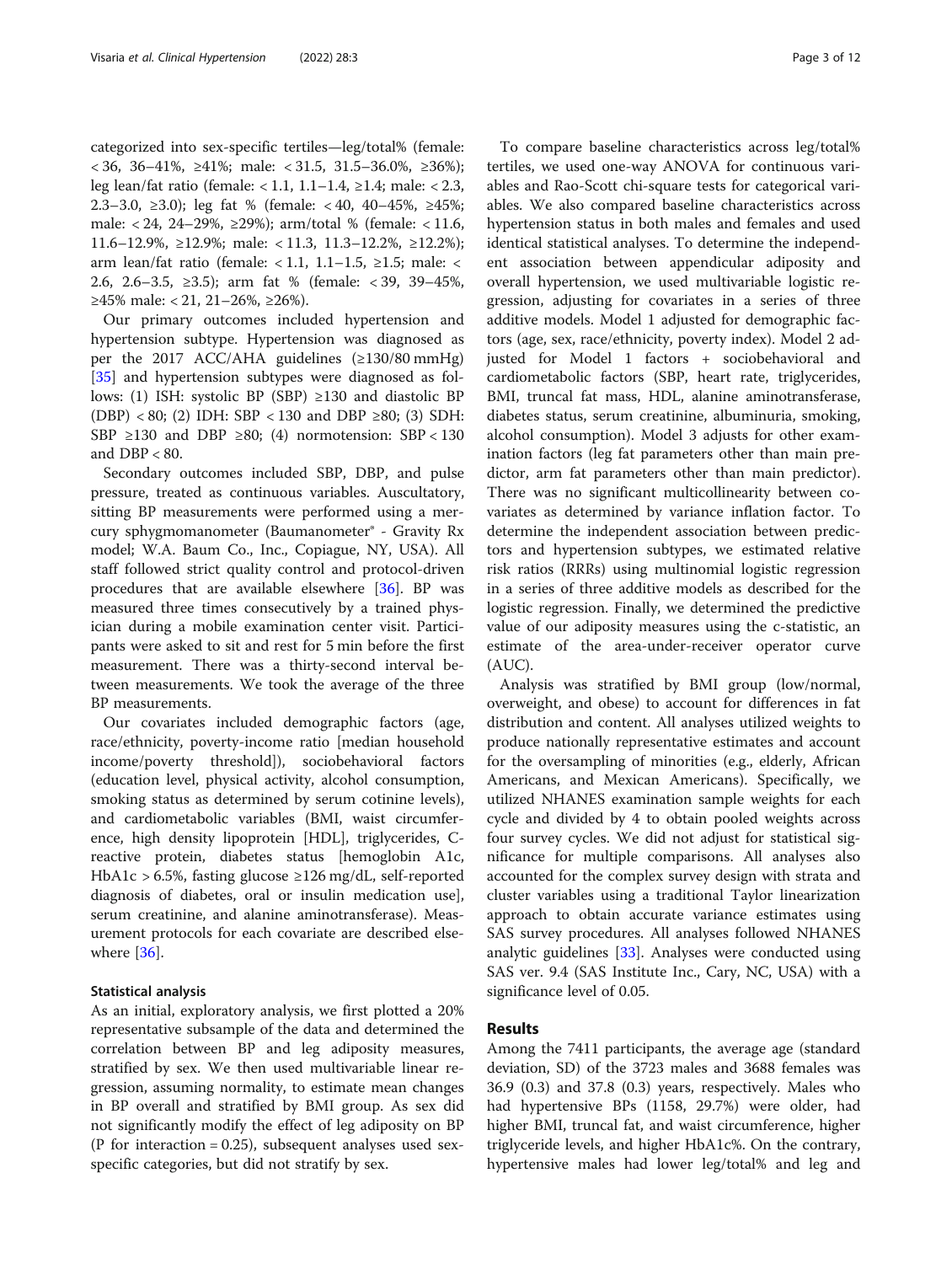categorized into sex-specific tertiles—leg/total% (female: < 36, 36–41%, ≥41%; male: < 31.5, 31.5–36.0%, ≥36%); leg lean/fat ratio (female: < 1.1, 1.1–1.4, ≥1.4; male: < 2.3, 2.3–3.0, ≥3.0); leg fat % (female: < 40, 40–45%, ≥45%; male: < 24, 24–29%, ≥29%); arm/total % (female: < 11.6, 11.6–12.9%, ≥12.9%; male: < 11.3, 11.3–12.2%, ≥12.2%); arm lean/fat ratio (female: < 1.1, 1.1–1.5, ≥1.5; male: < 2.6, 2.6–3.5, ≥3.5); arm fat % (female: < 39, 39–45%, ≥45% male: < 21, 21–26%, ≥26%).

Our primary outcomes included hypertension and hypertension subtype. Hypertension was diagnosed as per the 2017 ACC/AHA guidelines (≥130/80 mmHg) [35] and hypertension subtypes were diagnosed as follows: (1) ISH: systolic BP (SBP) ≥130 and diastolic BP (DBP) < 80; (2) IDH: SBP < 130 and DBP ≥80; (3) SDH: SBP ≥130 and DBP ≥80; (4) normotension: SBP < 130 and DBP < 80.

Secondary outcomes included SBP, DBP, and pulse pressure, treated as continuous variables. Auscultatory, sitting BP measurements were performed using a mercury sphygmomanometer (Baumanometer® - Gravity Rx model; W.A. Baum Co., Inc., Copiague, NY, USA). All staff followed strict quality control and protocol-driven procedures that are available elsewhere [36]. BP was measured three times consecutively by a trained physician during a mobile examination center visit. Participants were asked to sit and rest for 5 min before the first measurement. There was a thirty-second interval between measurements. We took the average of the three BP measurements.

Our covariates included demographic factors (age, race/ethnicity, poverty-income ratio [median household income/poverty threshold]), sociobehavioral factors (education level, physical activity, alcohol consumption, smoking status as determined by serum cotinine levels), and cardiometabolic variables (BMI, waist circumference, high density lipoprotein [HDL], triglycerides, C-reactive protein, diabetes status [hemoglobin A1c, HbA1c > 6.5%, fasting glucose ≥126 mg/dL, self-reported diagnosis of diabetes, oral or insulin medication use], serum creatinine, and alanine aminotransferase). Measurement protocols for each covariate are described elsewhere [36].

### Statistical analysis

As an initial, exploratory analysis, we first plotted a 20% representative subsample of the data and determined the correlation between BP and leg adiposity measures, stratified by sex. We then used multivariable linear regression, assuming normality, to estimate mean changes in BP overall and stratified by BMI group. As sex did not significantly modify the effect of leg adiposity on BP (P for interaction = 0.25), subsequent analyses used sex-specific categories, but did not stratify by sex.

To compare baseline characteristics across leg/total% tertiles, we used one-way ANOVA for continuous variables and Rao-Scott chi-square tests for categorical variables. We also compared baseline characteristics across hypertension status in both males and females and used identical statistical analyses. To determine the independent association between appendicular adiposity and overall hypertension, we used multivariable logistic regression, adjusting for covariates in a series of three additive models. Model 1 adjusted for demographic factors (age, sex, race/ethnicity, poverty index). Model 2 adjusted for Model 1 factors + sociobehavioral and cardiometabolic factors (SBP, heart rate, triglycerides, BMI, truncal fat mass, HDL, alanine aminotransferase, diabetes status, serum creatinine, albuminuria, smoking, alcohol consumption). Model 3 adjusts for other examination factors (leg fat parameters other than main predictor, arm fat parameters other than main predictor). There was no significant multicollinearity between covariates as determined by variance inflation factor. To determine the independent association between predictors and hypertension subtypes, we estimated relative risk ratios (RRRs) using multinomial logistic regression in a series of three additive models as described for the logistic regression. Finally, we determined the predictive value of our adiposity measures using the c-statistic, an estimate of the area-under-receiver operator curve (AUC).

Analysis was stratified by BMI group (low/normal, overweight, and obese) to account for differences in fat distribution and content. All analyses utilized weights to produce nationally representative estimates and account for the oversampling of minorities (e.g., elderly, African Americans, and Mexican Americans). Specifically, we utilized NHANES examination sample weights for each cycle and divided by 4 to obtain pooled weights across four survey cycles. We did not adjust for statistical significance for multiple comparisons. All analyses also accounted for the complex survey design with strata and cluster variables using a traditional Taylor linearization approach to obtain accurate variance estimates using SAS survey procedures. All analyses followed NHANES analytic guidelines [33]. Analyses were conducted using SAS ver. 9.4 (SAS Institute Inc., Cary, NC, USA) with a significance level of 0.05.

## Results

Among the 7411 participants, the average age (standard deviation, SD) of the 3723 males and 3688 females was 36.9 (0.3) and 37.8 (0.3) years, respectively. Males who had hypertensive BPs (1158, 29.7%) were older, had higher BMI, truncal fat, and waist circumference, higher triglyceride levels, and higher HbA1c%. On the contrary, hypertensive males had lower leg/total% and leg and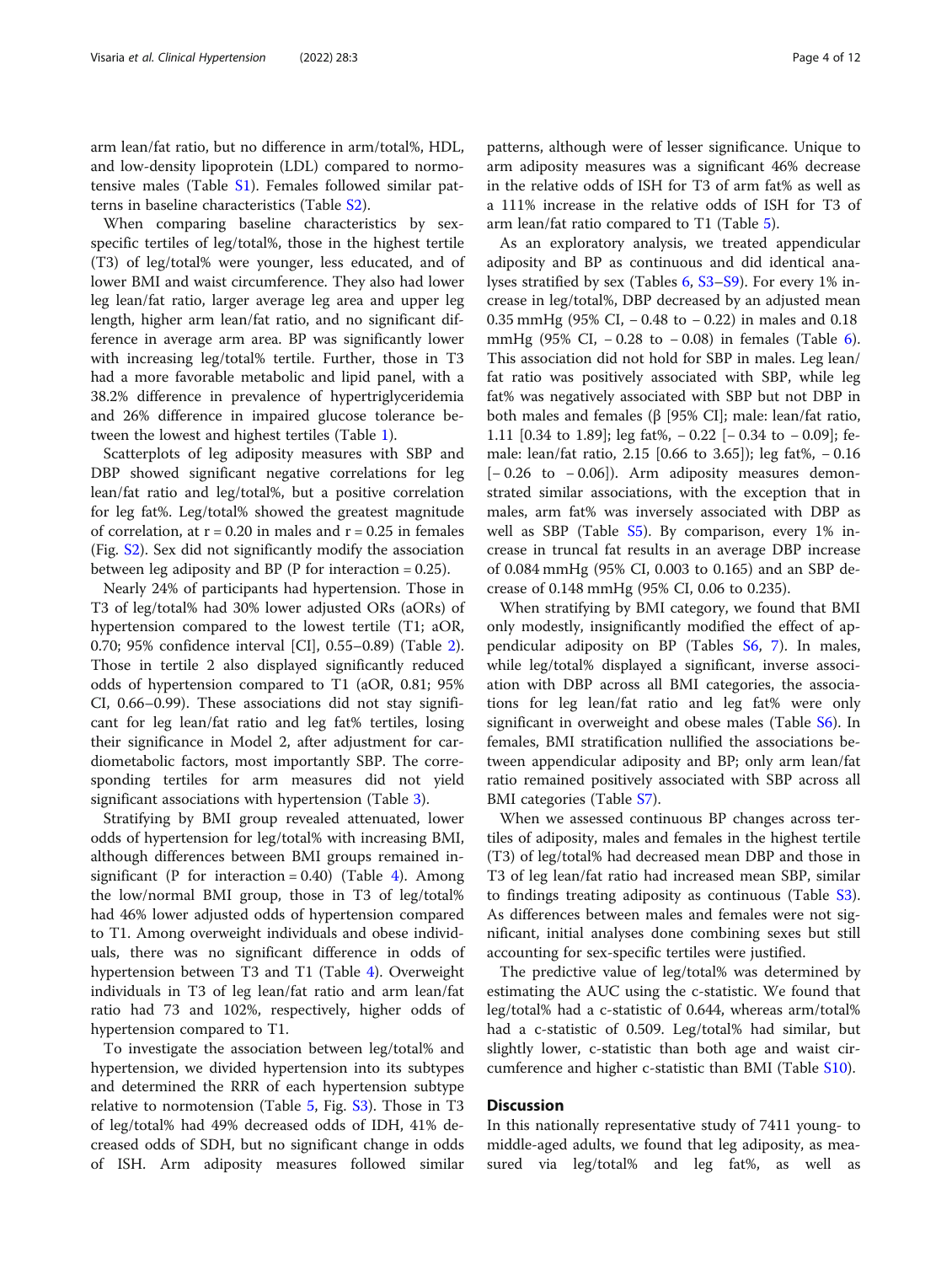arm lean/fat ratio, but no difference in arm/total%, HDL, and low-density lipoprotein (LDL) compared to normotensive males (Table S1). Females followed similar patterns in baseline characteristics (Table S2).

When comparing baseline characteristics by sex-specific tertiles of leg/total%, those in the highest tertile (T3) of leg/total% were younger, less educated, and of lower BMI and waist circumference. They also had lower leg lean/fat ratio, larger average leg area and upper leg length, higher arm lean/fat ratio, and no significant difference in average arm area. BP was significantly lower with increasing leg/total% tertile. Further, those in T3 had a more favorable metabolic and lipid panel, with a 38.2% difference in prevalence of hypertriglyceridemia and 26% difference in impaired glucose tolerance between the lowest and highest tertiles (Table 1).

Scatterplots of leg adiposity measures with SBP and DBP showed significant negative correlations for leg lean/fat ratio and leg/total%, but a positive correlation for leg fat%. Leg/total% showed the greatest magnitude of correlation, at r = 0.20 in males and r = 0.25 in females (Fig. S2). Sex did not significantly modify the association between leg adiposity and BP (P for interaction = 0.25).

Nearly 24% of participants had hypertension. Those in T3 of leg/total% had 30% lower adjusted ORs (aORs) of hypertension compared to the lowest tertile (T1; aOR, 0.70; 95% confidence interval [CI], 0.55–0.89) (Table 2). Those in tertile 2 also displayed significantly reduced odds of hypertension compared to T1 (aOR, 0.81; 95% CI, 0.66–0.99). These associations did not stay significant for leg lean/fat ratio and leg fat% tertiles, losing their significance in Model 2, after adjustment for cardiometabolic factors, most importantly SBP. The corresponding tertiles for arm measures did not yield significant associations with hypertension (Table 3).

Stratifying by BMI group revealed attenuated, lower odds of hypertension for leg/total% with increasing BMI, although differences between BMI groups remained insignificant (P for interaction = 0.40) (Table 4). Among the low/normal BMI group, those in T3 of leg/total% had 46% lower adjusted odds of hypertension compared to T1. Among overweight individuals and obese individuals, there was no significant difference in odds of hypertension between T3 and T1 (Table 4). Overweight individuals in T3 of leg lean/fat ratio and arm lean/fat ratio had 73 and 102%, respectively, higher odds of hypertension compared to T1.

To investigate the association between leg/total% and hypertension, we divided hypertension into its subtypes and determined the RRR of each hypertension subtype relative to normotension (Table 5, Fig. S3). Those in T3 of leg/total% had 49% decreased odds of IDH, 41% decreased odds of SDH, but no significant change in odds of ISH. Arm adiposity measures followed similar patterns, although were of lesser significance. Unique to arm adiposity measures was a significant 46% decrease in the relative odds of ISH for T3 of arm fat% as well as a 111% increase in the relative odds of ISH for T3 of arm lean/fat ratio compared to T1 (Table 5).

As an exploratory analysis, we treated appendicular adiposity and BP as continuous and did identical analyses stratified by sex (Tables 6, S3–S9). For every 1% increase in leg/total%, DBP decreased by an adjusted mean 0.35 mmHg (95% CI, − 0.48 to − 0.22) in males and 0.18 mmHg (95% CI, − 0.28 to − 0.08) in females (Table 6). This association did not hold for SBP in males. Leg lean/fat ratio was positively associated with SBP, while leg fat% was negatively associated with SBP but not DBP in both males and females (β [95% CI]; male: lean/fat ratio, 1.11 [0.34 to 1.89]; leg fat%, − 0.22 [− 0.34 to − 0.09]; female: lean/fat ratio, 2.15 [0.66 to 3.65]); leg fat%, − 0.16 [− 0.26 to − 0.06]). Arm adiposity measures demonstrated similar associations, with the exception that in males, arm fat% was inversely associated with DBP as well as SBP (Table S5). By comparison, every 1% increase in truncal fat results in an average DBP increase of 0.084 mmHg (95% CI, 0.003 to 0.165) and an SBP decrease of 0.148 mmHg (95% CI, 0.06 to 0.235).

When stratifying by BMI category, we found that BMI only modestly, insignificantly modified the effect of appendicular adiposity on BP (Tables S6, 7). In males, while leg/total% displayed a significant, inverse association with DBP across all BMI categories, the associations for leg lean/fat ratio and leg fat% were only significant in overweight and obese males (Table S6). In females, BMI stratification nullified the associations between appendicular adiposity and BP; only arm lean/fat ratio remained positively associated with SBP across all BMI categories (Table S7).

When we assessed continuous BP changes across tertiles of adiposity, males and females in the highest tertile (T3) of leg/total% had decreased mean DBP and those in T3 of leg lean/fat ratio had increased mean SBP, similar to findings treating adiposity as continuous (Table S3). As differences between males and females were not significant, initial analyses done combining sexes but still accounting for sex-specific tertiles were justified.

The predictive value of leg/total% was determined by estimating the AUC using the c-statistic. We found that leg/total% had a c-statistic of 0.644, whereas arm/total% had a c-statistic of 0.509. Leg/total% had similar, but slightly lower, c-statistic than both age and waist circumference and higher c-statistic than BMI (Table S10).

## Discussion

In this nationally representative study of 7411 young- to middle-aged adults, we found that leg adiposity, as measured via leg/total% and leg fat%, as well as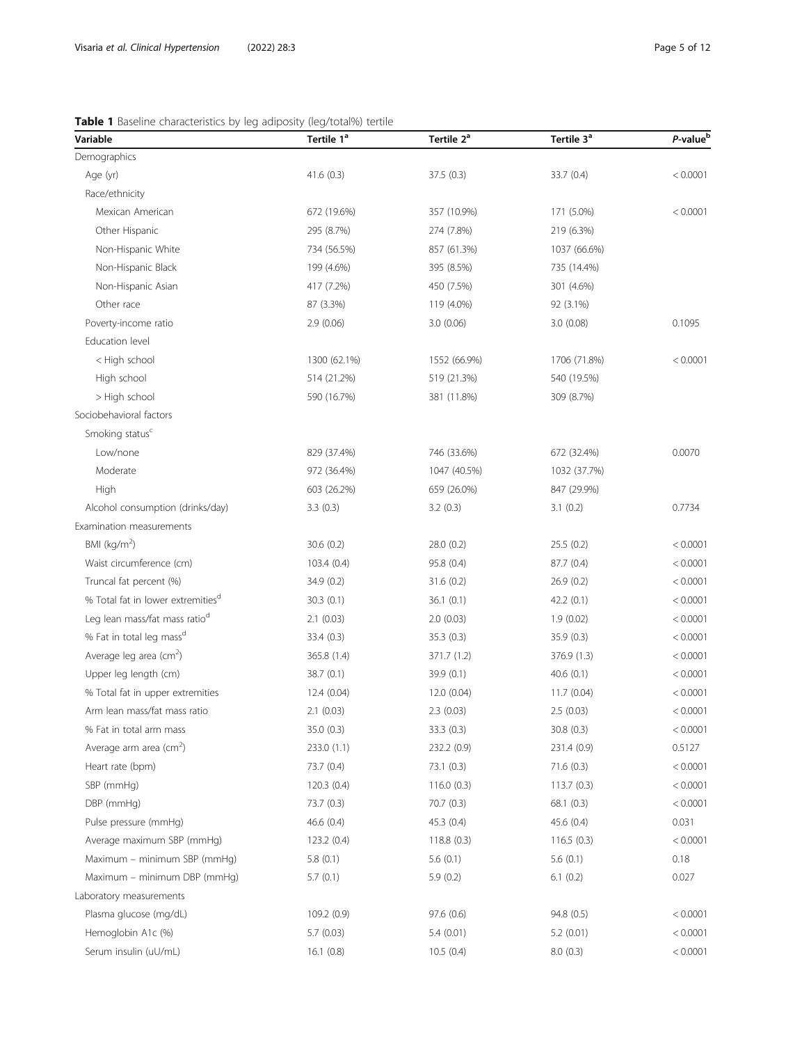**Table 1** Baseline characteristics by leg adiposity (leg/total%) tertile

| Variable | Tertile 1[a] | Tertile 2[a] | Tertile 3[a] | *P*-value[b] |
|---|---|---|---|---|
| Demographics | | | | |
| Age (yr) | 41.6 (0.3) | 37.5 (0.3) | 33.7 (0.4) | < 0.0001 |
| Race/ethnicity | | | | |
| Mexican American | 672 (19.6%) | 357 (10.9%) | 171 (5.0%) | < 0.0001 |
| Other Hispanic | 295 (8.7%) | 274 (7.8%) | 219 (6.3%) | |
| Non-Hispanic White | 734 (56.5%) | 857 (61.3%) | 1037 (66.6%) | |
| Non-Hispanic Black | 199 (4.6%) | 395 (8.5%) | 735 (14.4%) | |
| Non-Hispanic Asian | 417 (7.2%) | 450 (7.5%) | 301 (4.6%) | |
| Other race | 87 (3.3%) | 119 (4.0%) | 92 (3.1%) | |
| Poverty-income ratio | 2.9 (0.06) | 3.0 (0.06) | 3.0 (0.08) | 0.1095 |
| Education level | | | | |
| < High school | 1300 (62.1%) | 1552 (66.9%) | 1706 (71.8%) | < 0.0001 |
| High school | 514 (21.2%) | 519 (21.3%) | 540 (19.5%) | |
| > High school | 590 (16.7%) | 381 (11.8%) | 309 (8.7%) | |
| Sociobehavioral factors | | | | |
| Smoking status[c] | | | | |
| Low/none | 829 (37.4%) | 746 (33.6%) | 672 (32.4%) | 0.0070 |
| Moderate | 972 (36.4%) | 1047 (40.5%) | 1032 (37.7%) | |
| High | 603 (26.2%) | 659 (26.0%) | 847 (29.9%) | |
| Alcohol consumption (drinks/day) | 3.3 (0.3) | 3.2 (0.3) | 3.1 (0.2) | 0.7734 |
| Examination measurements | | | | |
| BMI (kg/m$^2$) | 30.6 (0.2) | 28.0 (0.2) | 25.5 (0.2) | < 0.0001 |
| Waist circumference (cm) | 103.4 (0.4) | 95.8 (0.4) | 87.7 (0.4) | < 0.0001 |
| Truncal fat percent (%) | 34.9 (0.2) | 31.6 (0.2) | 26.9 (0.2) | < 0.0001 |
| % Total fat in lower extremities[d] | 30.3 (0.1) | 36.1 (0.1) | 42.2 (0.1) | < 0.0001 |
| Leg lean mass/fat mass ratio[d] | 2.1 (0.03) | 2.0 (0.03) | 1.9 (0.02) | < 0.0001 |
| % Fat in total leg mass[d] | 33.4 (0.3) | 35.3 (0.3) | 35.9 (0.3) | < 0.0001 |
| Average leg area (cm$^2$) | 365.8 (1.4) | 371.7 (1.2) | 376.9 (1.3) | < 0.0001 |
| Upper leg length (cm) | 38.7 (0.1) | 39.9 (0.1) | 40.6 (0.1) | < 0.0001 |
| % Total fat in upper extremities | 12.4 (0.04) | 12.0 (0.04) | 11.7 (0.04) | < 0.0001 |
| Arm lean mass/fat mass ratio | 2.1 (0.03) | 2.3 (0.03) | 2.5 (0.03) | < 0.0001 |
| % Fat in total arm mass | 35.0 (0.3) | 33.3 (0.3) | 30.8 (0.3) | < 0.0001 |
| Average arm area (cm$^2$) | 233.0 (1.1) | 232.2 (0.9) | 231.4 (0.9) | 0.5127 |
| Heart rate (bpm) | 73.7 (0.4) | 73.1 (0.3) | 71.6 (0.3) | < 0.0001 |
| SBP (mmHg) | 120.3 (0.4) | 116.0 (0.3) | 113.7 (0.3) | < 0.0001 |
| DBP (mmHg) | 73.7 (0.3) | 70.7 (0.3) | 68.1 (0.3) | < 0.0001 |
| Pulse pressure (mmHg) | 46.6 (0.4) | 45.3 (0.4) | 45.6 (0.4) | 0.031 |
| Average maximum SBP (mmHg) | 123.2 (0.4) | 118.8 (0.3) | 116.5 (0.3) | < 0.0001 |
| Maximum – minimum SBP (mmHg) | 5.8 (0.1) | 5.6 (0.1) | 5.6 (0.1) | 0.18 |
| Maximum – minimum DBP (mmHg) | 5.7 (0.1) | 5.9 (0.2) | 6.1 (0.2) | 0.027 |
| Laboratory measurements | | | | |
| Plasma glucose (mg/dL) | 109.2 (0.9) | 97.6 (0.6) | 94.8 (0.5) | < 0.0001 |
| Hemoglobin A1c (%) | 5.7 (0.03) | 5.4 (0.01) | 5.2 (0.01) | < 0.0001 |
| Serum insulin (uU/mL) | 16.1 (0.8) | 10.5 (0.4) | 8.0 (0.3) | < 0.0001 |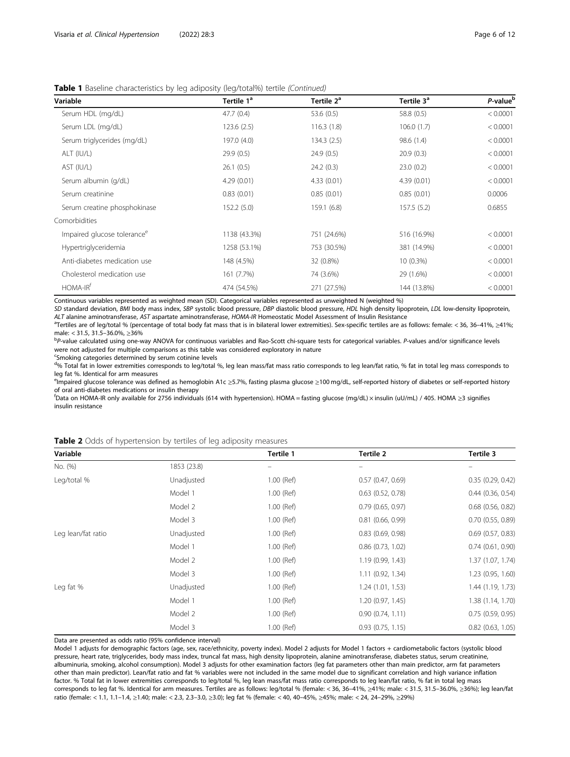**Table 1** Baseline characteristics by leg adiposity (leg/total%) tertile *(Continued)*

| Variable | Tertile 1[a] | Tertile 2[a] | Tertile 3[a] | *P*-value[b] |
|---|---|---|---|---|
| Serum HDL (mg/dL) | 47.7 (0.4) | 53.6 (0.5) | 58.8 (0.5) | < 0.0001 |
| Serum LDL (mg/dL) | 123.6 (2.5) | 116.3 (1.8) | 106.0 (1.7) | < 0.0001 |
| Serum triglycerides (mg/dL) | 197.0 (4.0) | 134.3 (2.5) | 98.6 (1.4) | < 0.0001 |
| ALT (IU/L) | 29.9 (0.5) | 24.9 (0.5) | 20.9 (0.3) | < 0.0001 |
| AST (IU/L) | 26.1 (0.5) | 24.2 (0.3) | 23.0 (0.2) | < 0.0001 |
| Serum albumin (g/dL) | 4.29 (0.01) | 4.33 (0.01) | 4.39 (0.01) | < 0.0001 |
| Serum creatinine | 0.83 (0.01) | 0.85 (0.01) | 0.85 (0.01) | 0.0006 |
| Serum creatine phosphokinase | 152.2 (5.0) | 159.1 (6.8) | 157.5 (5.2) | 0.6855 |
| Comorbidities | | | | |
| Impaired glucose tolerance[e] | 1138 (43.3%) | 751 (24.6%) | 516 (16.9%) | < 0.0001 |
| Hypertriglyceridemia | 1258 (53.1%) | 753 (30.5%) | 381 (14.9%) | < 0.0001 |
| Anti-diabetes medication use | 148 (4.5%) | 32 (0.8%) | 10 (0.3%) | < 0.0001 |
| Cholesterol medication use | 161 (7.7%) | 74 (3.6%) | 29 (1.6%) | < 0.0001 |
| HOMA-IR[f] | 474 (54.5%) | 271 (27.5%) | 144 (13.8%) | < 0.0001 |

Continuous variables represented as weighted mean (SD). Categorical variables represented as unweighted N (weighted %)

*SD* standard deviation, *BMI* body mass index, *SBP* systolic blood pressure, *DBP* diastolic blood pressure, *HDL* high density lipoprotein, *LDL* low-density lipoprotein, *ALT* alanine aminotransferase, *AST* aspartate aminotransferase, *HOMA-IR* Homeostatic Model Assessment of Insulin Resistance

[a]Tertiles are of leg/total % (percentage of total body fat mass that is in bilateral lower extremities). Sex-specific tertiles are as follows: female: < 36, 36–41%, ≥41%; male: < 31.5, 31.5–36.0%, ≥36%

[b]*P*-value calculated using one-way ANOVA for continuous variables and Rao-Scott chi-square tests for categorical variables. *P*-values and/or significance levels were not adjusted for multiple comparisons as this table was considered exploratory in nature

[c]Smoking categories determined by serum cotinine levels

[d]% Total fat in lower extremities corresponds to leg/total %, leg lean mass/fat mass ratio corresponds to leg lean/fat ratio, % fat in total leg mass corresponds to leg fat %. Identical for arm measures

[e]Impaired glucose tolerance was defined as hemoglobin A1c ≥5.7%, fasting plasma glucose ≥100 mg/dL, self-reported history of diabetes or self-reported history of oral anti-diabetes medications or insulin therapy

[f]Data on HOMA-IR only available for 2756 individuals (614 with hypertension). HOMA = fasting glucose (mg/dL) × insulin (uU/mL) / 405. HOMA ≥3 signifies insulin resistance

**Table 2** Odds of hypertension by tertiles of leg adiposity measures

| Variable | | Tertile 1 | Tertile 2 | Tertile 3 |
|---|---|---|---|---|
| No. (%) | 1853 (23.8) | – | – | – |
| Leg/total % | Unadjusted | 1.00 (Ref) | 0.57 (0.47, 0.69) | 0.35 (0.29, 0.42) |
| | Model 1 | 1.00 (Ref) | 0.63 (0.52, 0.78) | 0.44 (0.36, 0.54) |
| | Model 2 | 1.00 (Ref) | 0.79 (0.65, 0.97) | 0.68 (0.56, 0.82) |
| | Model 3 | 1.00 (Ref) | 0.81 (0.66, 0.99) | 0.70 (0.55, 0.89) |
| Leg lean/fat ratio | Unadjusted | 1.00 (Ref) | 0.83 (0.69, 0.98) | 0.69 (0.57, 0.83) |
| | Model 1 | 1.00 (Ref) | 0.86 (0.73, 1.02) | 0.74 (0.61, 0.90) |
| | Model 2 | 1.00 (Ref) | 1.19 (0.99, 1.43) | 1.37 (1.07, 1.74) |
| | Model 3 | 1.00 (Ref) | 1.11 (0.92, 1.34) | 1.23 (0.95, 1.60) |
| Leg fat % | Unadjusted | 1.00 (Ref) | 1.24 (1.01, 1.53) | 1.44 (1.19, 1.73) |
| | Model 1 | 1.00 (Ref) | 1.20 (0.97, 1.45) | 1.38 (1.14, 1.70) |
| | Model 2 | 1.00 (Ref) | 0.90 (0.74, 1.11) | 0.75 (0.59, 0.95) |
| | Model 3 | 1.00 (Ref) | 0.93 (0.75, 1.15) | 0.82 (0.63, 1.05) |

Data are presented as odds ratio (95% confidence interval)

Model 1 adjusts for demographic factors (age, sex, race/ethnicity, poverty index). Model 2 adjusts for Model 1 factors + cardiometabolic factors (systolic blood pressure, heart rate, triglycerides, body mass index, truncal fat mass, high density lipoprotein, alanine aminotransferase, diabetes status, serum creatinine, albuminuria, smoking, alcohol consumption). Model 3 adjusts for other examination factors (leg fat parameters other than main predictor, arm fat parameters other than main predictor). Lean/fat ratio and fat % variables were not included in the same model due to significant correlation and high variance inflation factor. % Total fat in lower extremities corresponds to leg/total %, leg lean mass/fat mass ratio corresponds to leg lean/fat ratio, % fat in total leg mass corresponds to leg fat %. Identical for arm measures. Tertiles are as follows: leg/total % (female: < 36, 36–41%, ≥41%; male: < 31.5, 31.5–36.0%, ≥36%); leg lean/fat ratio (female: < 1.1, 1.1–1.4, ≥1.40; male: < 2.3, 2.3–3.0, ≥3.0); leg fat % (female: < 40, 40–45%, ≥45%; male: < 24, 24–29%, ≥29%)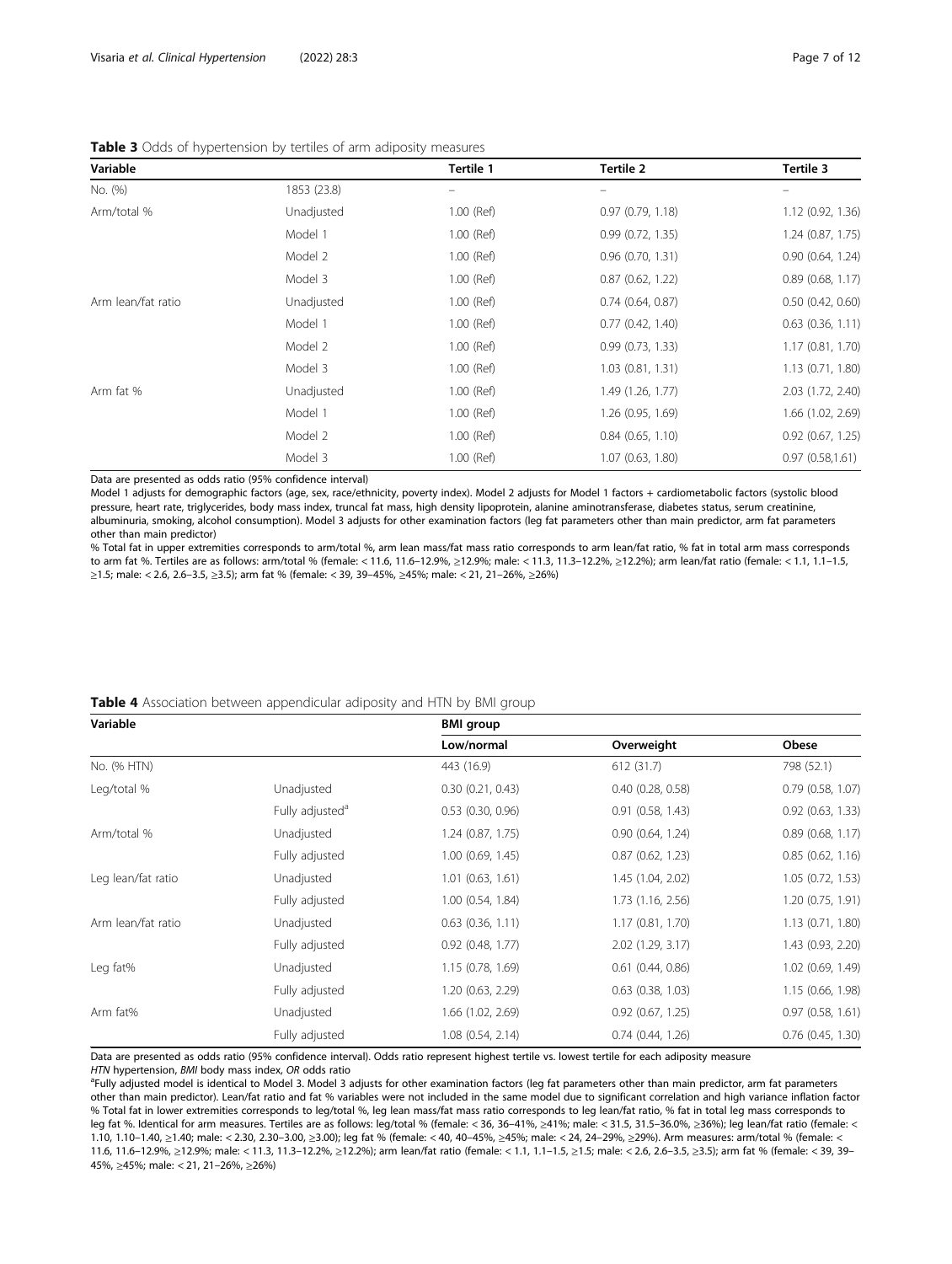**Table 3** Odds of hypertension by tertiles of arm adiposity measures

| Variable | | Tertile 1 | Tertile 2 | Tertile 3 |
|---|---|---|---|---|
| No. (%) | 1853 (23.8) | – | – | – |
| Arm/total % | Unadjusted | 1.00 (Ref) | 0.97 (0.79, 1.18) | 1.12 (0.92, 1.36) |
| | Model 1 | 1.00 (Ref) | 0.99 (0.72, 1.35) | 1.24 (0.87, 1.75) |
| | Model 2 | 1.00 (Ref) | 0.96 (0.70, 1.31) | 0.90 (0.64, 1.24) |
| | Model 3 | 1.00 (Ref) | 0.87 (0.62, 1.22) | 0.89 (0.68, 1.17) |
| Arm lean/fat ratio | Unadjusted | 1.00 (Ref) | 0.74 (0.64, 0.87) | 0.50 (0.42, 0.60) |
| | Model 1 | 1.00 (Ref) | 0.77 (0.42, 1.40) | 0.63 (0.36, 1.11) |
| | Model 2 | 1.00 (Ref) | 0.99 (0.73, 1.33) | 1.17 (0.81, 1.70) |
| | Model 3 | 1.00 (Ref) | 1.03 (0.81, 1.31) | 1.13 (0.71, 1.80) |
| Arm fat % | Unadjusted | 1.00 (Ref) | 1.49 (1.26, 1.77) | 2.03 (1.72, 2.40) |
| | Model 1 | 1.00 (Ref) | 1.26 (0.95, 1.69) | 1.66 (1.02, 2.69) |
| | Model 2 | 1.00 (Ref) | 0.84 (0.65, 1.10) | 0.92 (0.67, 1.25) |
| | Model 3 | 1.00 (Ref) | 1.07 (0.63, 1.80) | 0.97 (0.58,1.61) |

Data are presented as odds ratio (95% confidence interval)

Model 1 adjusts for demographic factors (age, sex, race/ethnicity, poverty index). Model 2 adjusts for Model 1 factors + cardiometabolic factors (systolic blood pressure, heart rate, triglycerides, body mass index, truncal fat mass, high density lipoprotein, alanine aminotransferase, diabetes status, serum creatinine, albuminuria, smoking, alcohol consumption). Model 3 adjusts for other examination factors (leg fat parameters other than main predictor, arm fat parameters other than main predictor)

% Total fat in upper extremities corresponds to arm/total %, arm lean mass/fat mass ratio corresponds to arm lean/fat ratio, % fat in total arm mass corresponds to arm fat %. Tertiles are as follows: arm/total % (female: < 11.6, 11.6–12.9%, ≥12.9%; male: < 11.3, 11.3–12.2%, ≥12.2%); arm lean/fat ratio (female: < 1.1, 1.1–1.5, ≥1.5; male: < 2.6, 2.6–3.5, ≥3.5); arm fat % (female: < 39, 39–45%, ≥45%; male: < 21, 21–26%, ≥26%)

**Table 4** Association between appendicular adiposity and HTN by BMI group

| Variable | | BMI group | | |
|---|---|---|---|---|
| | | Low/normal | Overweight | Obese |
| No. (% HTN) | | 443 (16.9) | 612 (31.7) | 798 (52.1) |
| Leg/total % | Unadjusted | 0.30 (0.21, 0.43) | 0.40 (0.28, 0.58) | 0.79 (0.58, 1.07) |
| | Fully adjusted[a] | 0.53 (0.30, 0.96) | 0.91 (0.58, 1.43) | 0.92 (0.63, 1.33) |
| Arm/total % | Unadjusted | 1.24 (0.87, 1.75) | 0.90 (0.64, 1.24) | 0.89 (0.68, 1.17) |
| | Fully adjusted | 1.00 (0.69, 1.45) | 0.87 (0.62, 1.23) | 0.85 (0.62, 1.16) |
| Leg lean/fat ratio | Unadjusted | 1.01 (0.63, 1.61) | 1.45 (1.04, 2.02) | 1.05 (0.72, 1.53) |
| | Fully adjusted | 1.00 (0.54, 1.84) | 1.73 (1.16, 2.56) | 1.20 (0.75, 1.91) |
| Arm lean/fat ratio | Unadjusted | 0.63 (0.36, 1.11) | 1.17 (0.81, 1.70) | 1.13 (0.71, 1.80) |
| | Fully adjusted | 0.92 (0.48, 1.77) | 2.02 (1.29, 3.17) | 1.43 (0.93, 2.20) |
| Leg fat% | Unadjusted | 1.15 (0.78, 1.69) | 0.61 (0.44, 0.86) | 1.02 (0.69, 1.49) |
| | Fully adjusted | 1.20 (0.63, 2.29) | 0.63 (0.38, 1.03) | 1.15 (0.66, 1.98) |
| Arm fat% | Unadjusted | 1.66 (1.02, 2.69) | 0.92 (0.67, 1.25) | 0.97 (0.58, 1.61) |
| | Fully adjusted | 1.08 (0.54, 2.14) | 0.74 (0.44, 1.26) | 0.76 (0.45, 1.30) |

Data are presented as odds ratio (95% confidence interval). Odds ratio represent highest tertile vs. lowest tertile for each adiposity measure

*HTN* hypertension, *BMI* body mass index, *OR* odds ratio

[a]Fully adjusted model is identical to Model 3. Model 3 adjusts for other examination factors (leg fat parameters other than main predictor, arm fat parameters other than main predictor). Lean/fat ratio and fat % variables were not included in the same model due to significant correlation and high variance inflation factor % Total fat in lower extremities corresponds to leg/total %, leg lean mass/fat mass ratio corresponds to leg lean/fat ratio, % fat in total leg mass corresponds to leg fat %. Identical for arm measures. Tertiles are as follows: leg/total % (female: < 36, 36–41%, ≥41%; male: < 31.5, 31.5–36.0%, ≥36%); leg lean/fat ratio (female: < 1.10, 1.10–1.40, ≥1.40; male: < 2.30, 2.30–3.00, ≥3.00); leg fat % (female: < 40, 40–45%, ≥45%; male: < 24, 24–29%, ≥29%). Arm measures: arm/total % (female: < 11.6, 11.6–12.9%, ≥12.9%; male: < 11.3, 11.3–12.2%, ≥12.2%); arm lean/fat ratio (female: < 1.1, 1.1–1.5, ≥1.5; male: < 2.6, 2.6–3.5, ≥3.5); arm fat % (female: < 39, 39–45%, ≥45%; male: < 21, 21–26%, ≥26%)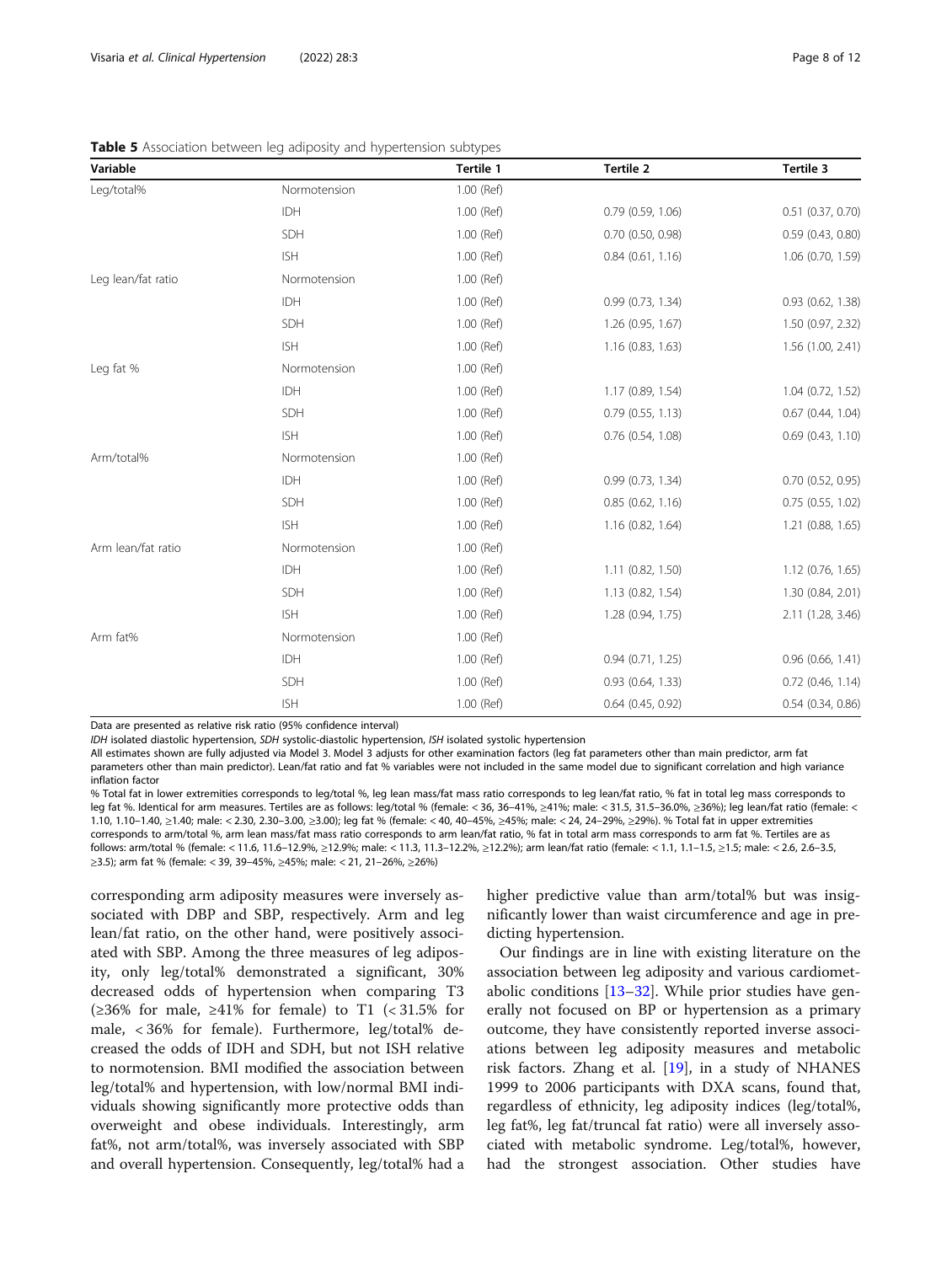**Table 5** Association between leg adiposity and hypertension subtypes

| Variable | | Tertile 1 | Tertile 2 | Tertile 3 |
|---|---|---|---|---|
| Leg/total% | Normotension | 1.00 (Ref) | | |
| | IDH | 1.00 (Ref) | 0.79 (0.59, 1.06) | 0.51 (0.37, 0.70) |
| | SDH | 1.00 (Ref) | 0.70 (0.50, 0.98) | 0.59 (0.43, 0.80) |
| | ISH | 1.00 (Ref) | 0.84 (0.61, 1.16) | 1.06 (0.70, 1.59) |
| Leg lean/fat ratio | Normotension | 1.00 (Ref) | | |
| | IDH | 1.00 (Ref) | 0.99 (0.73, 1.34) | 0.93 (0.62, 1.38) |
| | SDH | 1.00 (Ref) | 1.26 (0.95, 1.67) | 1.50 (0.97, 2.32) |
| | ISH | 1.00 (Ref) | 1.16 (0.83, 1.63) | 1.56 (1.00, 2.41) |
| Leg fat % | Normotension | 1.00 (Ref) | | |
| | IDH | 1.00 (Ref) | 1.17 (0.89, 1.54) | 1.04 (0.72, 1.52) |
| | SDH | 1.00 (Ref) | 0.79 (0.55, 1.13) | 0.67 (0.44, 1.04) |
| | ISH | 1.00 (Ref) | 0.76 (0.54, 1.08) | 0.69 (0.43, 1.10) |
| Arm/total% | Normotension | 1.00 (Ref) | | |
| | IDH | 1.00 (Ref) | 0.99 (0.73, 1.34) | 0.70 (0.52, 0.95) |
| | SDH | 1.00 (Ref) | 0.85 (0.62, 1.16) | 0.75 (0.55, 1.02) |
| | ISH | 1.00 (Ref) | 1.16 (0.82, 1.64) | 1.21 (0.88, 1.65) |
| Arm lean/fat ratio | Normotension | 1.00 (Ref) | | |
| | IDH | 1.00 (Ref) | 1.11 (0.82, 1.50) | 1.12 (0.76, 1.65) |
| | SDH | 1.00 (Ref) | 1.13 (0.82, 1.54) | 1.30 (0.84, 2.01) |
| | ISH | 1.00 (Ref) | 1.28 (0.94, 1.75) | 2.11 (1.28, 3.46) |
| Arm fat% | Normotension | 1.00 (Ref) | | |
| | IDH | 1.00 (Ref) | 0.94 (0.71, 1.25) | 0.96 (0.66, 1.41) |
| | SDH | 1.00 (Ref) | 0.93 (0.64, 1.33) | 0.72 (0.46, 1.14) |
| | ISH | 1.00 (Ref) | 0.64 (0.45, 0.92) | 0.54 (0.34, 0.86) |

Data are presented as relative risk ratio (95% confidence interval)

*IDH* isolated diastolic hypertension, *SDH* systolic-diastolic hypertension, *ISH* isolated systolic hypertension

All estimates shown are fully adjusted via Model 3. Model 3 adjusts for other examination factors (leg fat parameters other than main predictor, arm fat parameters other than main predictor). Lean/fat ratio and fat % variables were not included in the same model due to significant correlation and high variance inflation factor

% Total fat in lower extremities corresponds to leg/total %, leg lean mass/fat mass ratio corresponds to leg lean/fat ratio, % fat in total leg mass corresponds to leg fat %. Identical for arm measures. Tertiles are as follows: leg/total % (female: < 36, 36–41%, ≥41%; male: < 31.5, 31.5–36.0%, ≥36%); leg lean/fat ratio (female: < 1.10, 1.10–1.40, ≥1.40; male: < 2.30, 2.30–3.00, ≥3.00); leg fat % (female: < 40, 40–45%, ≥45%; male: < 24, 24–29%, ≥29%). % Total fat in upper extremities corresponds to arm/total %, arm lean mass/fat mass ratio corresponds to arm lean/fat ratio, % fat in total arm mass corresponds to arm fat %. Tertiles are as follows: arm/total % (female: < 11.6, 11.6–12.9%, ≥12.9%; male: < 11.3, 11.3–12.2%, ≥12.2%); arm lean/fat ratio (female: < 1.1, 1.1–1.5, ≥1.5; male: < 2.6, 2.6–3.5, ≥3.5); arm fat % (female: < 39, 39–45%, ≥45%; male: < 21, 21–26%, ≥26%)

corresponding arm adiposity measures were inversely associated with DBP and SBP, respectively. Arm and leg lean/fat ratio, on the other hand, were positively associated with SBP. Among the three measures of leg adiposity, only leg/total% demonstrated a significant, 30% decreased odds of hypertension when comparing T3 (≥36% for male, ≥41% for female) to T1 (< 31.5% for male, < 36% for female). Furthermore, leg/total% decreased the odds of IDH and SDH, but not ISH relative to normotension. BMI modified the association between leg/total% and hypertension, with low/normal BMI individuals showing significantly more protective odds than overweight and obese individuals. Interestingly, arm fat%, not arm/total%, was inversely associated with SBP and overall hypertension. Consequently, leg/total% had a higher predictive value than arm/total% but was insignificantly lower than waist circumference and age in predicting hypertension.

Our findings are in line with existing literature on the association between leg adiposity and various cardiometabolic conditions [13–32]. While prior studies have generally not focused on BP or hypertension as a primary outcome, they have consistently reported inverse associations between leg adiposity measures and metabolic risk factors. Zhang et al. [19], in a study of NHANES 1999 to 2006 participants with DXA scans, found that, regardless of ethnicity, leg adiposity indices (leg/total%, leg fat%, leg fat/truncal fat ratio) were all inversely associated with metabolic syndrome. Leg/total%, however, had the strongest association. Other studies have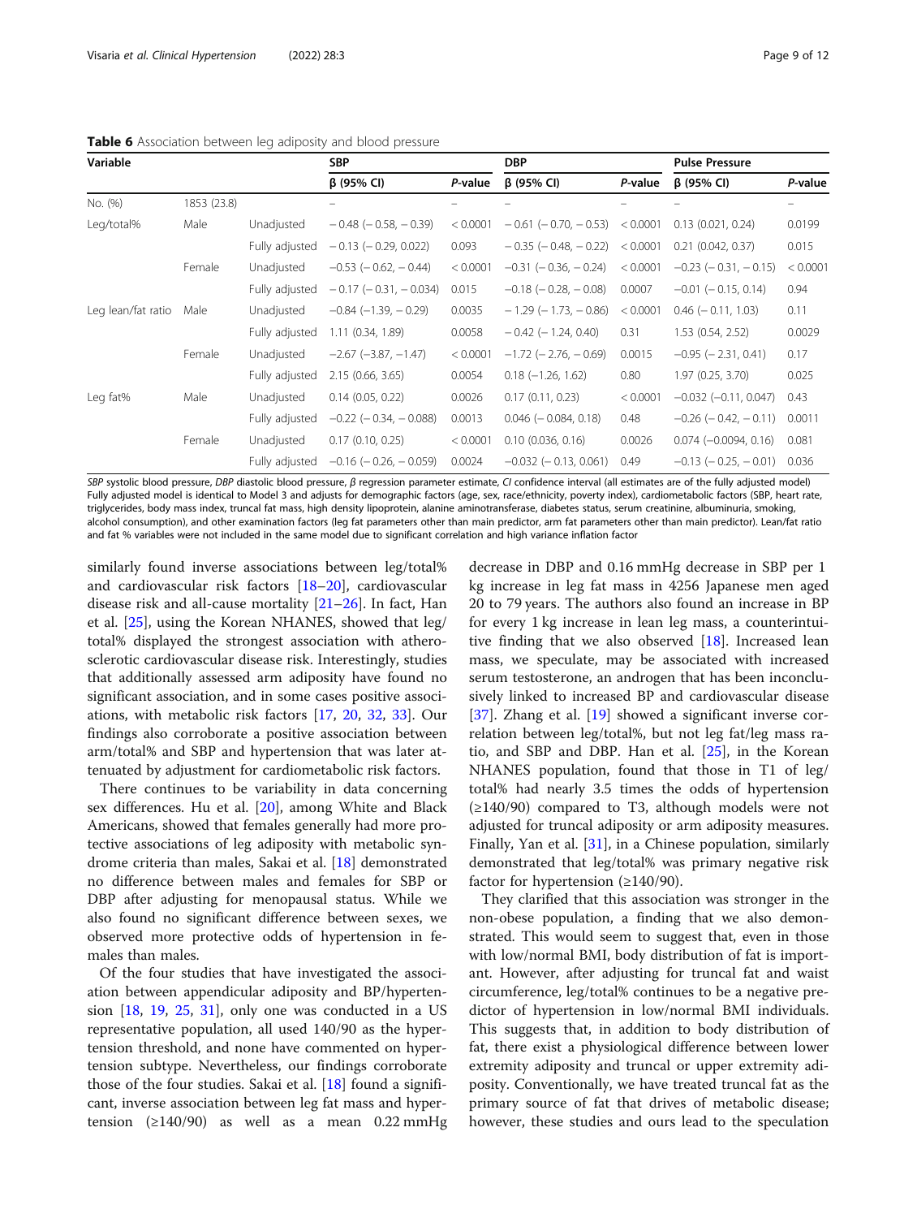**Table 6** Association between leg adiposity and blood pressure

| Variable | | | SBP | | DBP | | Pulse Pressure | |
|---|---|---|---|---|---|---|---|---|
| | | | β (95% CI) | *P*-value | β (95% CI) | *P*-value | β (95% CI) | *P*-value |
| No. (%) | 1853 (23.8) | | – | – | – | – | – | – |
| Leg/total% | Male | Unadjusted | − 0.48 (− 0.58, − 0.39) | < 0.0001 | − 0.61 (− 0.70, − 0.53) | < 0.0001 | 0.13 (0.021, 0.24) | 0.0199 |
| | | Fully adjusted | − 0.13 (− 0.29, 0.022) | 0.093 | − 0.35 (− 0.48, − 0.22) | < 0.0001 | 0.21 (0.042, 0.37) | 0.015 |
| | Female | Unadjusted | −0.53 (− 0.62, − 0.44) | < 0.0001 | −0.31 (− 0.36, − 0.24) | < 0.0001 | −0.23 (− 0.31, − 0.15) | < 0.0001 |
| | | Fully adjusted | − 0.17 (− 0.31, − 0.034) | 0.015 | −0.18 (− 0.28, − 0.08) | 0.0007 | −0.01 (− 0.15, 0.14) | 0.94 |
| Leg lean/fat ratio | Male | Unadjusted | −0.84 (−1.39, − 0.29) | 0.0035 | − 1.29 (− 1.73, − 0.86) | < 0.0001 | 0.46 (− 0.11, 1.03) | 0.11 |
| | | Fully adjusted | 1.11 (0.34, 1.89) | 0.0058 | − 0.42 (− 1.24, 0.40) | 0.31 | 1.53 (0.54, 2.52) | 0.0029 |
| | Female | Unadjusted | −2.67 (−3.87, −1.47) | < 0.0001 | −1.72 (− 2.76, − 0.69) | 0.0015 | −0.95 (− 2.31, 0.41) | 0.17 |
| | | Fully adjusted | 2.15 (0.66, 3.65) | 0.0054 | 0.18 (−1.26, 1.62) | 0.80 | 1.97 (0.25, 3.70) | 0.025 |
| Leg fat% | Male | Unadjusted | 0.14 (0.05, 0.22) | 0.0026 | 0.17 (0.11, 0.23) | < 0.0001 | −0.032 (−0.11, 0.047) | 0.43 |
| | | Fully adjusted | −0.22 (− 0.34, − 0.088) | 0.0013 | 0.046 (− 0.084, 0.18) | 0.48 | −0.26 (− 0.42, − 0.11) | 0.0011 |
| | Female | Unadjusted | 0.17 (0.10, 0.25) | < 0.0001 | 0.10 (0.036, 0.16) | 0.0026 | 0.074 (−0.0094, 0.16) | 0.081 |
| | | Fully adjusted | −0.16 (− 0.26, − 0.059) | 0.0024 | −0.032 (− 0.13, 0.061) | 0.49 | −0.13 (− 0.25, − 0.01) | 0.036 |

*SBP* systolic blood pressure, *DBP* diastolic blood pressure, *β* regression parameter estimate, *CI* confidence interval (all estimates are of the fully adjusted model)
Fully adjusted model is identical to Model 3 and adjusts for demographic factors (age, sex, race/ethnicity, poverty index), cardiometabolic factors (SBP, heart rate, triglycerides, body mass index, truncal fat mass, high density lipoprotein, alanine aminotransferase, diabetes status, serum creatinine, albuminuria, smoking, alcohol consumption), and other examination factors (leg fat parameters other than main predictor, arm fat parameters other than main predictor). Lean/fat ratio and fat % variables were not included in the same model due to significant correlation and high variance inflation factor

similarly found inverse associations between leg/total% and cardiovascular risk factors [18–20], cardiovascular disease risk and all-cause mortality [21–26]. In fact, Han et al. [25], using the Korean NHANES, showed that leg/total% displayed the strongest association with atherosclerotic cardiovascular disease risk. Interestingly, studies that additionally assessed arm adiposity have found no significant association, and in some cases positive associations, with metabolic risk factors [17, 20, 32, 33]. Our findings also corroborate a positive association between arm/total% and SBP and hypertension that was later attenuated by adjustment for cardiometabolic risk factors.

There continues to be variability in data concerning sex differences. Hu et al. [20], among White and Black Americans, showed that females generally had more protective associations of leg adiposity with metabolic syndrome criteria than males, Sakai et al. [18] demonstrated no difference between males and females for SBP or DBP after adjusting for menopausal status. While we also found no significant difference between sexes, we observed more protective odds of hypertension in females than males.

Of the four studies that have investigated the association between appendicular adiposity and BP/hypertension [18, 19, 25, 31], only one was conducted in a US representative population, all used 140/90 as the hypertension threshold, and none have commented on hypertension subtype. Nevertheless, our findings corroborate those of the four studies. Sakai et al. [18] found a significant, inverse association between leg fat mass and hypertension (≥140/90) as well as a mean 0.22 mmHg decrease in DBP and 0.16 mmHg decrease in SBP per 1 kg increase in leg fat mass in 4256 Japanese men aged 20 to 79 years. The authors also found an increase in BP for every 1 kg increase in lean leg mass, a counterintuitive finding that we also observed [18]. Increased lean mass, we speculate, may be associated with increased serum testosterone, an androgen that has been inconclusively linked to increased BP and cardiovascular disease [37]. Zhang et al. [19] showed a significant inverse correlation between leg/total%, but not leg fat/leg mass ratio, and SBP and DBP. Han et al. [25], in the Korean NHANES population, found that those in T1 of leg/total% had nearly 3.5 times the odds of hypertension (≥140/90) compared to T3, although models were not adjusted for truncal adiposity or arm adiposity measures. Finally, Yan et al. [31], in a Chinese population, similarly demonstrated that leg/total% was primary negative risk factor for hypertension (≥140/90).

They clarified that this association was stronger in the non-obese population, a finding that we also demonstrated. This would seem to suggest that, even in those with low/normal BMI, body distribution of fat is important. However, after adjusting for truncal fat and waist circumference, leg/total% continues to be a negative predictor of hypertension in low/normal BMI individuals. This suggests that, in addition to body distribution of fat, there exist a physiological difference between lower extremity adiposity and truncal or upper extremity adiposity. Conventionally, we have treated truncal fat as the primary source of fat that drives of metabolic disease; however, these studies and ours lead to the speculation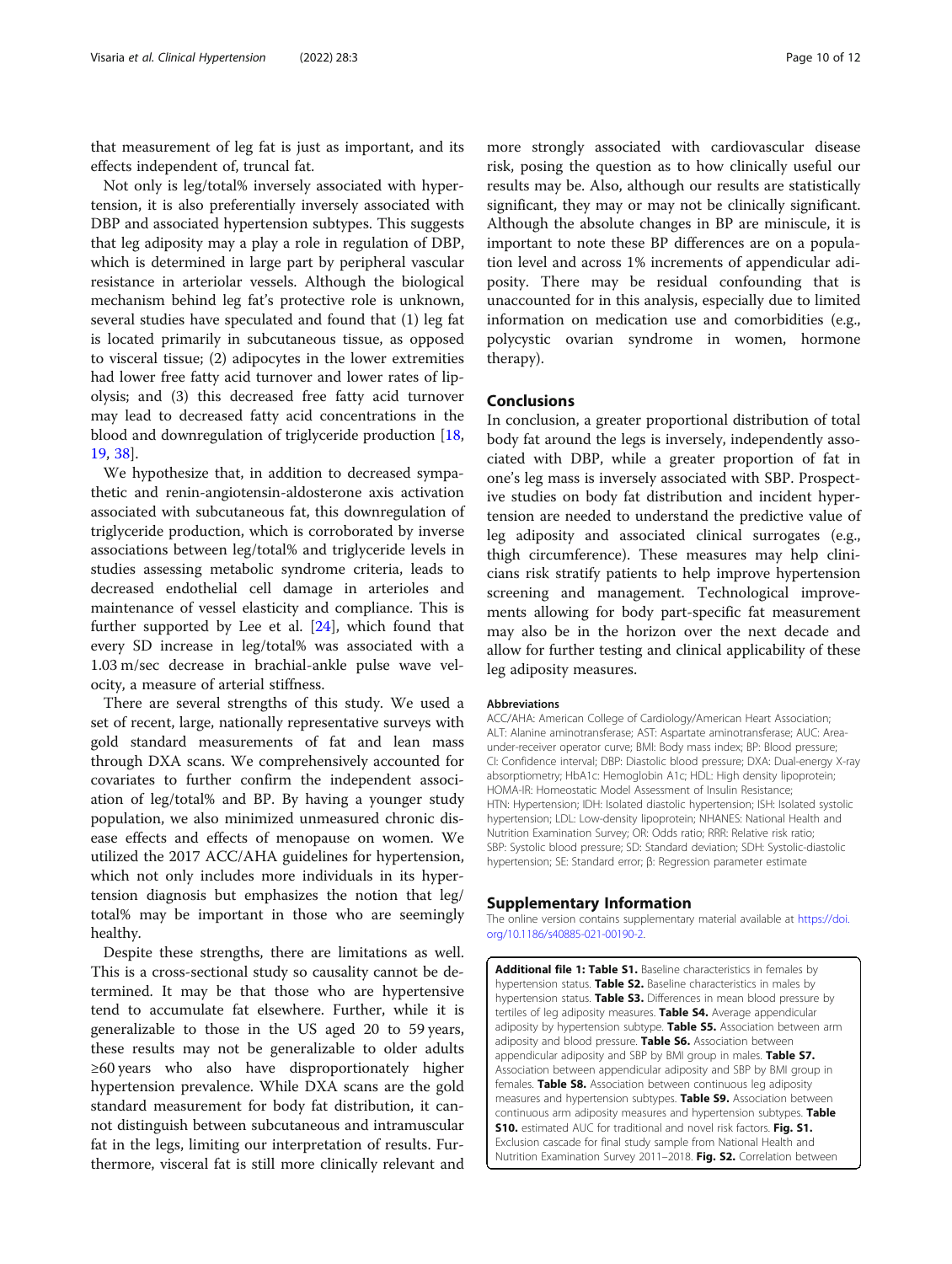that measurement of leg fat is just as important, and its effects independent of, truncal fat.

Not only is leg/total% inversely associated with hypertension, it is also preferentially inversely associated with DBP and associated hypertension subtypes. This suggests that leg adiposity may a play a role in regulation of DBP, which is determined in large part by peripheral vascular resistance in arteriolar vessels. Although the biological mechanism behind leg fat's protective role is unknown, several studies have speculated and found that (1) leg fat is located primarily in subcutaneous tissue, as opposed to visceral tissue; (2) adipocytes in the lower extremities had lower free fatty acid turnover and lower rates of lipolysis; and (3) this decreased free fatty acid turnover may lead to decreased fatty acid concentrations in the blood and downregulation of triglyceride production [18, 19, 38].

We hypothesize that, in addition to decreased sympathetic and renin-angiotensin-aldosterone axis activation associated with subcutaneous fat, this downregulation of triglyceride production, which is corroborated by inverse associations between leg/total% and triglyceride levels in studies assessing metabolic syndrome criteria, leads to decreased endothelial cell damage in arterioles and maintenance of vessel elasticity and compliance. This is further supported by Lee et al. [24], which found that every SD increase in leg/total% was associated with a 1.03 m/sec decrease in brachial-ankle pulse wave velocity, a measure of arterial stiffness.

There are several strengths of this study. We used a set of recent, large, nationally representative surveys with gold standard measurements of fat and lean mass through DXA scans. We comprehensively accounted for covariates to further confirm the independent association of leg/total% and BP. By having a younger study population, we also minimized unmeasured chronic disease effects and effects of menopause on women. We utilized the 2017 ACC/AHA guidelines for hypertension, which not only includes more individuals in its hypertension diagnosis but emphasizes the notion that leg/total% may be important in those who are seemingly healthy.

Despite these strengths, there are limitations as well. This is a cross-sectional study so causality cannot be determined. It may be that those who are hypertensive tend to accumulate fat elsewhere. Further, while it is generalizable to those in the US aged 20 to 59 years, these results may not be generalizable to older adults ≥60 years who also have disproportionately higher hypertension prevalence. While DXA scans are the gold standard measurement for body fat distribution, it cannot distinguish between subcutaneous and intramuscular fat in the legs, limiting our interpretation of results. Furthermore, visceral fat is still more clinically relevant and more strongly associated with cardiovascular disease risk, posing the question as to how clinically useful our results may be. Also, although our results are statistically significant, they may or may not be clinically significant. Although the absolute changes in BP are miniscule, it is important to note these BP differences are on a population level and across 1% increments of appendicular adiposity. There may be residual confounding that is unaccounted for in this analysis, especially due to limited information on medication use and comorbidities (e.g., polycystic ovarian syndrome in women, hormone therapy).

## Conclusions

In conclusion, a greater proportional distribution of total body fat around the legs is inversely, independently associated with DBP, while a greater proportion of fat in one's leg mass is inversely associated with SBP. Prospective studies on body fat distribution and incident hypertension are needed to understand the predictive value of leg adiposity and associated clinical surrogates (e.g., thigh circumference). These measures may help clinicians risk stratify patients to help improve hypertension screening and management. Technological improvements allowing for body part-specific fat measurement may also be in the horizon over the next decade and allow for further testing and clinical applicability of these leg adiposity measures.

#### Abbreviations

ACC/AHA: American College of Cardiology/American Heart Association; ALT: Alanine aminotransferase; AST: Aspartate aminotransferase; AUC: Area-under-receiver operator curve; BMI: Body mass index; BP: Blood pressure; CI: Confidence interval; DBP: Diastolic blood pressure; DXA: Dual-energy X-ray absorptiometry; HbA1c: Hemoglobin A1c; HDL: High density lipoprotein; HOMA-IR: Homeostatic Model Assessment of Insulin Resistance; HTN: Hypertension; IDH: Isolated diastolic hypertension; ISH: Isolated systolic hypertension; LDL: Low-density lipoprotein; NHANES: National Health and Nutrition Examination Survey; OR: Odds ratio; RRR: Relative risk ratio; SBP: Systolic blood pressure; SD: Standard deviation; SDH: Systolic-diastolic hypertension; SE: Standard error; β: Regression parameter estimate

## Supplementary Information

The online version contains supplementary material available at https://doi.org/10.1186/s40885-021-00190-2.

**Additional file 1: Table S1.** Baseline characteristics in females by hypertension status. **Table S2.** Baseline characteristics in males by hypertension status. **Table S3.** Differences in mean blood pressure by tertiles of leg adiposity measures. **Table S4.** Average appendicular adiposity by hypertension subtype. **Table S5.** Association between arm adiposity and blood pressure. **Table S6.** Association between appendicular adiposity and SBP by BMI group in males. **Table S7.** Association between appendicular adiposity and SBP by BMI group in females. **Table S8.** Association between continuous leg adiposity measures and hypertension subtypes. **Table S9.** Association between continuous arm adiposity measures and hypertension subtypes. **Table S10.** estimated AUC for traditional and novel risk factors. **Fig. S1.** Exclusion cascade for final study sample from National Health and Nutrition Examination Survey 2011–2018. **Fig. S2.** Correlation between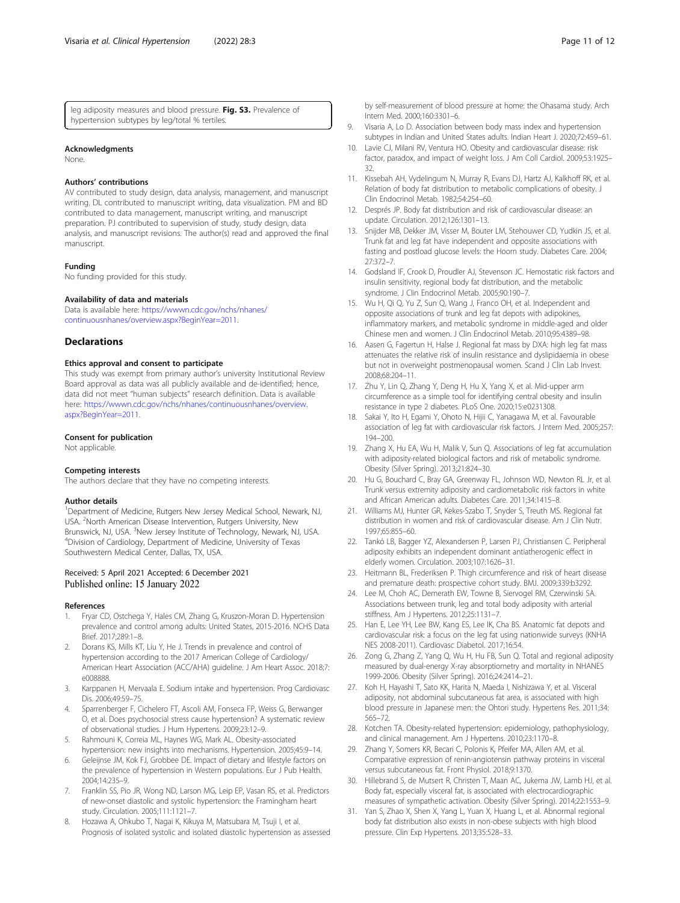leg adiposity measures and blood pressure. **Fig. S3.** Prevalence of hypertension subtypes by leg/total % tertiles.

#### Acknowledgments
None.

#### Authors' contributions
AV contributed to study design, data analysis, management, and manuscript writing. DL contributed to manuscript writing, data visualization. PM and BD contributed to data management, manuscript writing, and manuscript preparation. PJ contributed to supervision of study, study design, data analysis, and manuscript revisions. The author(s) read and approved the final manuscript.

#### Funding
No funding provided for this study.

#### Availability of data and materials
Data is available here: https://wwwn.cdc.gov/nchs/nhanes/continuousnhanes/overview.aspx?BeginYear=2011.

## Declarations

#### Ethics approval and consent to participate
This study was exempt from primary author's university Institutional Review Board approval as data was all publicly available and de-identified; hence, data did not meet "human subjects" research definition. Data is available here: https://wwwn.cdc.gov/nchs/nhanes/continuousnhanes/overview.aspx?BeginYear=2011.

#### Consent for publication
Not applicable.

#### Competing interests
The authors declare that they have no competing interests.

#### Author details
[1]Department of Medicine, Rutgers New Jersey Medical School, Newark, NJ, USA. [2]North American Disease Intervention, Rutgers University, New Brunswick, NJ, USA. [3]New Jersey Institute of Technology, Newark, NJ, USA. [4]Division of Cardiology, Department of Medicine, University of Texas Southwestern Medical Center, Dallas, TX, USA.

Received: 5 April 2021 Accepted: 6 December 2021
Published online: 15 January 2022

#### References

1. Fryar CD, Ostchega Y, Hales CM, Zhang G, Kruszon-Moran D. Hypertension prevalence and control among adults: United States, 2015-2016. NCHS Data Brief. 2017;289:1–8.
2. Dorans KS, Mills KT, Liu Y, He J. Trends in prevalence and control of hypertension according to the 2017 American College of Cardiology/American Heart Association (ACC/AHA) guideline. J Am Heart Assoc. 2018;7:e008888.
3. Karppanen H, Mervaala E. Sodium intake and hypertension. Prog Cardiovasc Dis. 2006;49:59–75.
4. Sparrenberger F, Cichelero FT, Ascoli AM, Fonseca FP, Weiss G, Berwanger O, et al. Does psychosocial stress cause hypertension? A systematic review of observational studies. J Hum Hypertens. 2009;23:12–9.
5. Rahmouni K, Correia ML, Haynes WG, Mark AL. Obesity-associated hypertension: new insights into mechanisms. Hypertension. 2005;45:9–14.
6. Geleijnse JM, Kok FJ, Grobbee DE. Impact of dietary and lifestyle factors on the prevalence of hypertension in Western populations. Eur J Pub Health. 2004;14:235–9.
7. Franklin SS, Pio JR, Wong ND, Larson MG, Leip EP, Vasan RS, et al. Predictors of new-onset diastolic and systolic hypertension: the Framingham heart study. Circulation. 2005;111:1121–7.
8. Hozawa A, Ohkubo T, Nagai K, Kikuya M, Matsubara M, Tsuji I, et al. Prognosis of isolated systolic and isolated diastolic hypertension as assessed by self-measurement of blood pressure at home: the Ohasama study. Arch Intern Med. 2000;160:3301–6.
9. Visaria A, Lo D. Association between body mass index and hypertension subtypes in Indian and United States adults. Indian Heart J. 2020;72:459–61.
10. Lavie CJ, Milani RV, Ventura HO. Obesity and cardiovascular disease: risk factor, paradox, and impact of weight loss. J Am Coll Cardiol. 2009;53:1925–32.
11. Kissebah AH, Vydelingum N, Murray R, Evans DJ, Hartz AJ, Kalkhoff RK, et al. Relation of body fat distribution to metabolic complications of obesity. J Clin Endocrinol Metab. 1982;54:254–60.
12. Després JP. Body fat distribution and risk of cardiovascular disease: an update. Circulation. 2012;126:1301–13.
13. Snijder MB, Dekker JM, Visser M, Bouter LM, Stehouwer CD, Yudkin JS, et al. Trunk fat and leg fat have independent and opposite associations with fasting and postload glucose levels: the Hoorn study. Diabetes Care. 2004;27:372–7.
14. Godsland IF, Crook D, Proudler AJ, Stevenson JC. Hemostatic risk factors and insulin sensitivity, regional body fat distribution, and the metabolic syndrome. J Clin Endocrinol Metab. 2005;90:190–7.
15. Wu H, Qi Q, Yu Z, Sun Q, Wang J, Franco OH, et al. Independent and opposite associations of trunk and leg fat depots with adipokines, inflammatory markers, and metabolic syndrome in middle-aged and older Chinese men and women. J Clin Endocrinol Metab. 2010;95:4389–98.
16. Aasen G, Fagertun H, Halse J. Regional fat mass by DXA: high leg fat mass attenuates the relative risk of insulin resistance and dyslipidaemia in obese but not in overweight postmenopausal women. Scand J Clin Lab Invest. 2008;68:204–11.
17. Zhu Y, Lin Q, Zhang Y, Deng H, Hu X, Yang X, et al. Mid-upper arm circumference as a simple tool for identifying central obesity and insulin resistance in type 2 diabetes. PLoS One. 2020;15:e0231308.
18. Sakai Y, Ito H, Egami Y, Ohoto N, Hijii C, Yanagawa M, et al. Favourable association of leg fat with cardiovascular risk factors. J Intern Med. 2005;257:194–200.
19. Zhang X, Hu EA, Wu H, Malik V, Sun Q. Associations of leg fat accumulation with adiposity-related biological factors and risk of metabolic syndrome. Obesity (Silver Spring). 2013;21:824–30.
20. Hu G, Bouchard C, Bray GA, Greenway FL, Johnson WD, Newton RL Jr, et al. Trunk versus extremity adiposity and cardiometabolic risk factors in white and African American adults. Diabetes Care. 2011;34:1415–8.
21. Williams MJ, Hunter GR, Kekes-Szabo T, Snyder S, Treuth MS. Regional fat distribution in women and risk of cardiovascular disease. Am J Clin Nutr. 1997;65:855–60.
22. Tankó LB, Bagger YZ, Alexandersen P, Larsen PJ, Christiansen C. Peripheral adiposity exhibits an independent dominant antiatherogenic effect in elderly women. Circulation. 2003;107:1626–31.
23. Heitmann BL, Frederiksen P. Thigh circumference and risk of heart disease and premature death: prospective cohort study. BMJ. 2009;339:b3292.
24. Lee M, Choh AC, Demerath EW, Towne B, Siervogel RM, Czerwinski SA. Associations between trunk, leg and total body adiposity with arterial stiffness. Am J Hypertens. 2012;25:1131–7.
25. Han E, Lee YH, Lee BW, Kang ES, Lee IK, Cha BS. Anatomic fat depots and cardiovascular risk: a focus on the leg fat using nationwide surveys (KNHANES 2008-2011). Cardiovasc Diabetol. 2017;16:54.
26. Zong G, Zhang Z, Yang Q, Wu H, Hu FB, Sun Q. Total and regional adiposity measured by dual-energy X-ray absorptiometry and mortality in NHANES 1999-2006. Obesity (Silver Spring). 2016;24:2414–21.
27. Koh H, Hayashi T, Sato KK, Harita N, Maeda I, Nishizawa Y, et al. Visceral adiposity, not abdominal subcutaneous fat area, is associated with high blood pressure in Japanese men: the Ohtori study. Hypertens Res. 2011;34:565–72.
28. Kotchen TA. Obesity-related hypertension: epidemiology, pathophysiology, and clinical management. Am J Hypertens. 2010;23:1170–8.
29. Zhang Y, Somers KR, Becari C, Polonis K, Pfeifer MA, Allen AM, et al. Comparative expression of renin-angiotensin pathway proteins in visceral versus subcutaneous fat. Front Physiol. 2018;9:1370.
30. Hillebrand S, de Mutsert R, Christen T, Maan AC, Jukema JW, Lamb HJ, et al. Body fat, especially visceral fat, is associated with electrocardiographic measures of sympathetic activation. Obesity (Silver Spring). 2014;22:1553–9.
31. Yan S, Zhao X, Shen X, Yang L, Yuan X, Huang L, et al. Abnormal regional body fat distribution also exists in non-obese subjects with high blood pressure. Clin Exp Hypertens. 2013;35:528–33.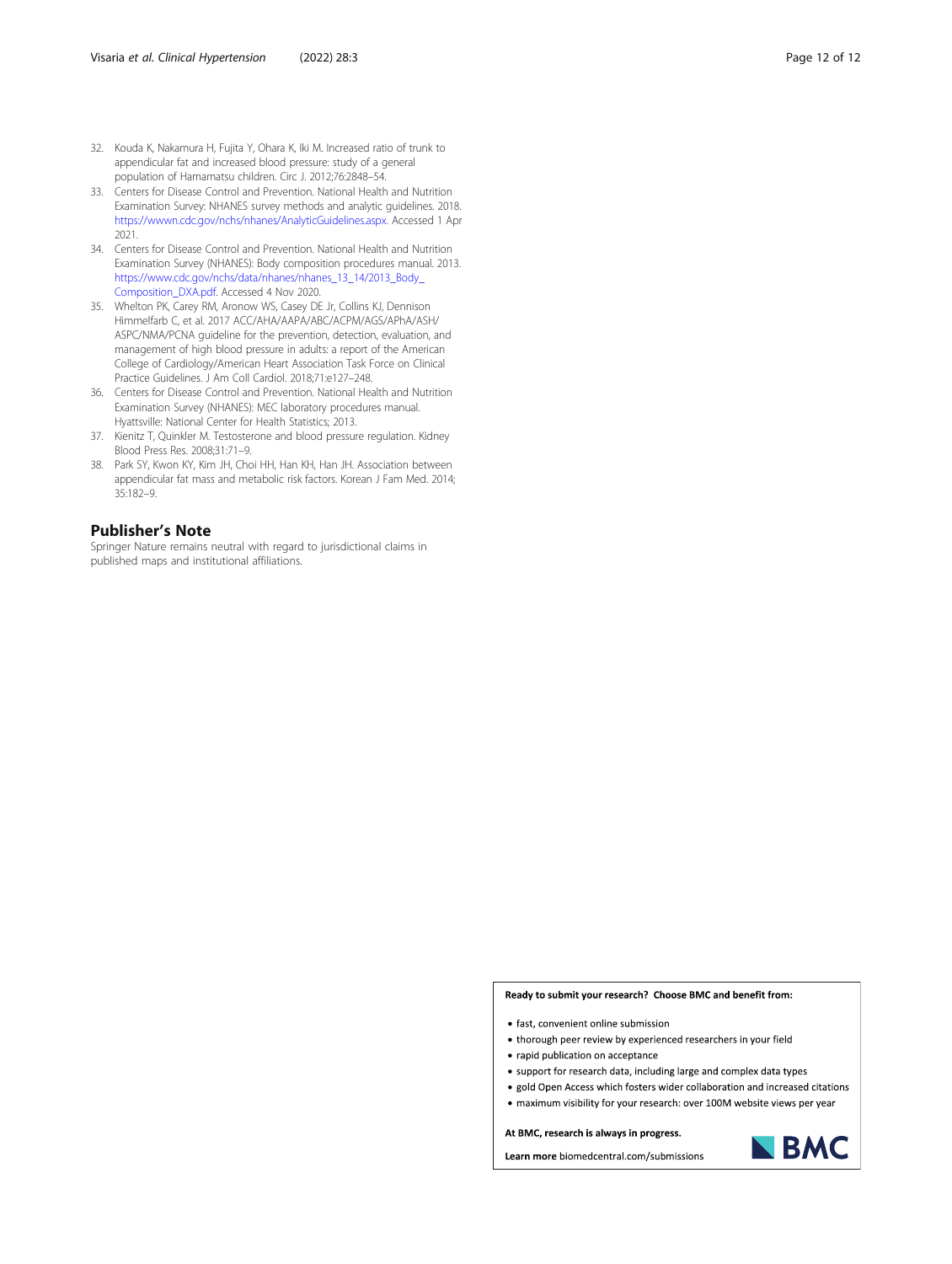32. Kouda K, Nakamura H, Fujita Y, Ohara K, Iki M. Increased ratio of trunk to appendicular fat and increased blood pressure: study of a general population of Hamamatsu children. Circ J. 2012;76:2848–54.
33. Centers for Disease Control and Prevention. National Health and Nutrition Examination Survey: NHANES survey methods and analytic guidelines. 2018. https://wwwn.cdc.gov/nchs/nhanes/AnalyticGuidelines.aspx. Accessed 1 Apr 2021.
34. Centers for Disease Control and Prevention. National Health and Nutrition Examination Survey (NHANES): Body composition procedures manual. 2013. https://www.cdc.gov/nchs/data/nhanes/nhanes_13_14/2013_Body_Composition_DXA.pdf. Accessed 4 Nov 2020.
35. Whelton PK, Carey RM, Aronow WS, Casey DE Jr, Collins KJ, Dennison Himmelfarb C, et al. 2017 ACC/AHA/AAPA/ABC/ACPM/AGS/APhA/ASH/ASPC/NMA/PCNA guideline for the prevention, detection, evaluation, and management of high blood pressure in adults: a report of the American College of Cardiology/American Heart Association Task Force on Clinical Practice Guidelines. J Am Coll Cardiol. 2018;71:e127–248.
36. Centers for Disease Control and Prevention. National Health and Nutrition Examination Survey (NHANES): MEC laboratory procedures manual. Hyattsville: National Center for Health Statistics; 2013.
37. Kienitz T, Quinkler M. Testosterone and blood pressure regulation. Kidney Blood Press Res. 2008;31:71–9.
38. Park SY, Kwon KY, Kim JH, Choi HH, Han KH, Han JH. Association between appendicular fat mass and metabolic risk factors. Korean J Fam Med. 2014; 35:182–9.

## Publisher's Note

Springer Nature remains neutral with regard to jurisdictional claims in published maps and institutional affiliations.

**Ready to submit your research? Choose BMC and benefit from:**

- fast, convenient online submission
- thorough peer review by experienced researchers in your field
- rapid publication on acceptance
- support for research data, including large and complex data types
- gold Open Access which fosters wider collaboration and increased citations
- maximum visibility for your research: over 100M website views per year

**At BMC, research is always in progress.**

**Learn more** biomedcentral.com/submissions

BMC